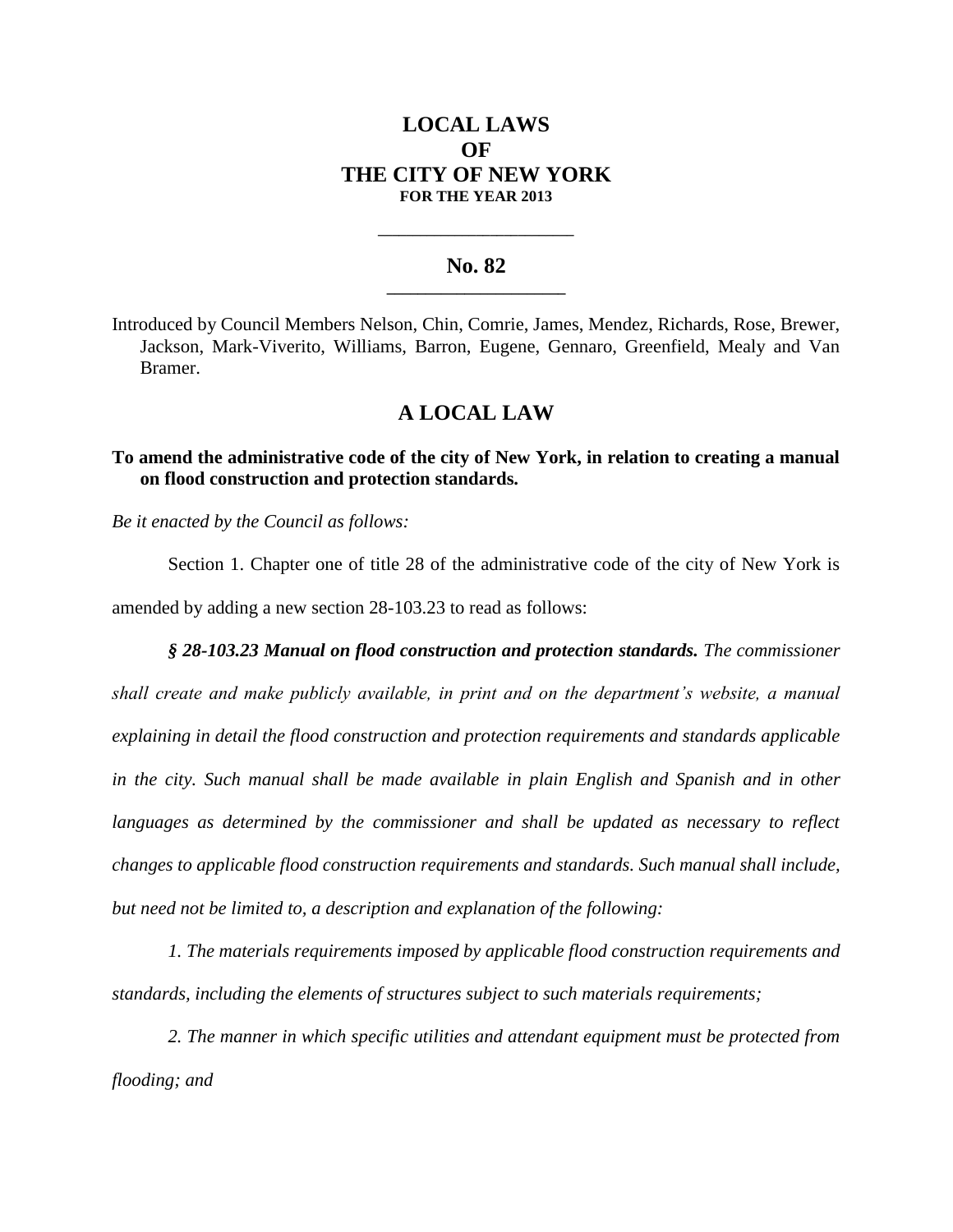# LOCAL LAWS
# OF
# THE CITY OF NEW YORK
**FOR THE YEAR 2013**

---

## No. 82

---

Introduced by Council Members Nelson, Chin, Comrie, James, Mendez, Richards, Rose, Brewer, Jackson, Mark-Viverito, Williams, Barron, Eugene, Gennaro, Greenfield, Mealy and Van Bramer.

## A LOCAL LAW

**To amend the administrative code of the city of New York, in relation to creating a manual on flood construction and protection standards.**

*Be it enacted by the Council as follows:*

Section 1. Chapter one of title 28 of the administrative code of the city of New York is amended by adding a new section 28-103.23 to read as follows:

***§ 28-103.23 Manual on flood construction and protection standards.*** *The commissioner shall create and make publicly available, in print and on the department's website, a manual explaining in detail the flood construction and protection requirements and standards applicable in the city. Such manual shall be made available in plain English and Spanish and in other languages as determined by the commissioner and shall be updated as necessary to reflect changes to applicable flood construction requirements and standards. Such manual shall include, but need not be limited to, a description and explanation of the following:*

*1. The materials requirements imposed by applicable flood construction requirements and standards, including the elements of structures subject to such materials requirements;*

*2. The manner in which specific utilities and attendant equipment must be protected from flooding; and*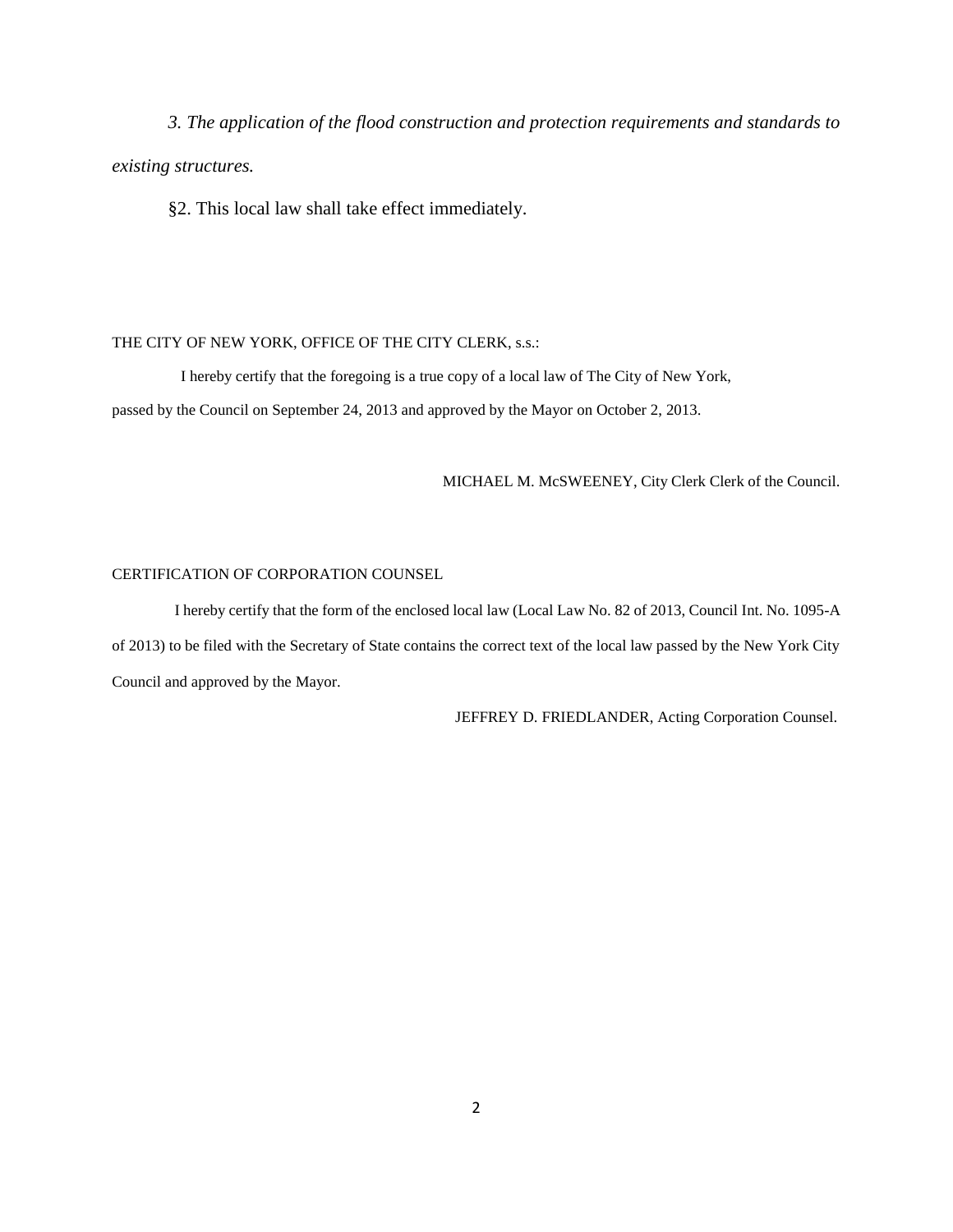*3. The application of the flood construction and protection requirements and standards to existing structures.*

§2. This local law shall take effect immediately.

THE CITY OF NEW YORK, OFFICE OF THE CITY CLERK, s.s.:

I hereby certify that the foregoing is a true copy of a local law of The City of New York, passed by the Council on September 24, 2013 and approved by the Mayor on October 2, 2013.

MICHAEL M. McSWEENEY, City Clerk Clerk of the Council.

CERTIFICATION OF CORPORATION COUNSEL

I hereby certify that the form of the enclosed local law (Local Law No. 82 of 2013, Council Int. No. 1095-A of 2013) to be filed with the Secretary of State contains the correct text of the local law passed by the New York City Council and approved by the Mayor.

JEFFREY D. FRIEDLANDER, Acting Corporation Counsel.